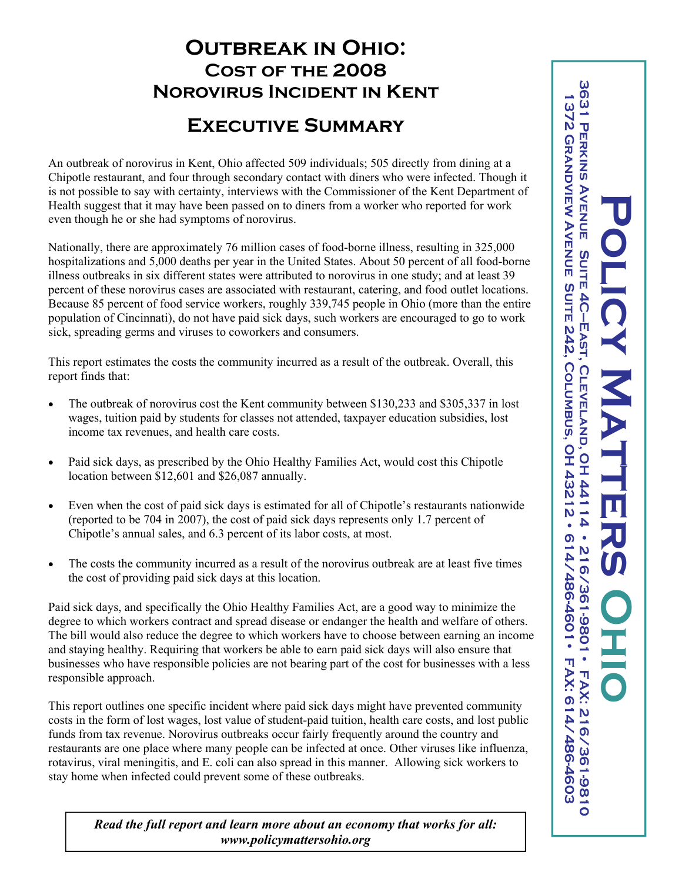# Outbreak in Ohio:
## Cost of the 2008 Norovirus Incident in Kent

## Executive Summary

An outbreak of norovirus in Kent, Ohio affected 509 individuals; 505 directly from dining at a Chipotle restaurant, and four through secondary contact with diners who were infected. Though it is not possible to say with certainty, interviews with the Commissioner of the Kent Department of Health suggest that it may have been passed on to diners from a worker who reported for work even though he or she had symptoms of norovirus.

Nationally, there are approximately 76 million cases of food-borne illness, resulting in 325,000 hospitalizations and 5,000 deaths per year in the United States. About 50 percent of all food-borne illness outbreaks in six different states were attributed to norovirus in one study; and at least 39 percent of these norovirus cases are associated with restaurant, catering, and food outlet locations. Because 85 percent of food service workers, roughly 339,745 people in Ohio (more than the entire population of Cincinnati), do not have paid sick days, such workers are encouraged to go to work sick, spreading germs and viruses to coworkers and consumers.

This report estimates the costs the community incurred as a result of the outbreak. Overall, this report finds that:

- The outbreak of norovirus cost the Kent community between $130,233 and $305,337 in lost wages, tuition paid by students for classes not attended, taxpayer education subsidies, lost income tax revenues, and health care costs.
- Paid sick days, as prescribed by the Ohio Healthy Families Act, would cost this Chipotle location between $12,601 and $26,087 annually.
- Even when the cost of paid sick days is estimated for all of Chipotle's restaurants nationwide (reported to be 704 in 2007), the cost of paid sick days represents only 1.7 percent of Chipotle's annual sales, and 6.3 percent of its labor costs, at most.
- The costs the community incurred as a result of the norovirus outbreak are at least five times the cost of providing paid sick days at this location.

Paid sick days, and specifically the Ohio Healthy Families Act, are a good way to minimize the degree to which workers contract and spread disease or endanger the health and welfare of others. The bill would also reduce the degree to which workers have to choose between earning an income and staying healthy. Requiring that workers be able to earn paid sick days will also ensure that businesses who have responsible policies are not bearing part of the cost for businesses with a less responsible approach.

This report outlines one specific incident where paid sick days might have prevented community costs in the form of lost wages, lost value of student-paid tuition, health care costs, and lost public funds from tax revenue. Norovirus outbreaks occur fairly frequently around the country and restaurants are one place where many people can be infected at once. Other viruses like influenza, rotavirus, viral meningitis, and E. coli can also spread in this manner. Allowing sick workers to stay home when infected could prevent some of these outbreaks.

***Read the full report and learn more about an economy that works for all: www.policymattersohio.org***

**Policy Matters Ohio**

3631 Perkins Avenue Suite 4C–East, Cleveland, OH 44114 • 216/361-9801 • Fax: 216/361-9810
1372 Grandview Avenue Suite 242, Columbus, OH 43212 • 614/486-4601 • Fax: 614/486-4603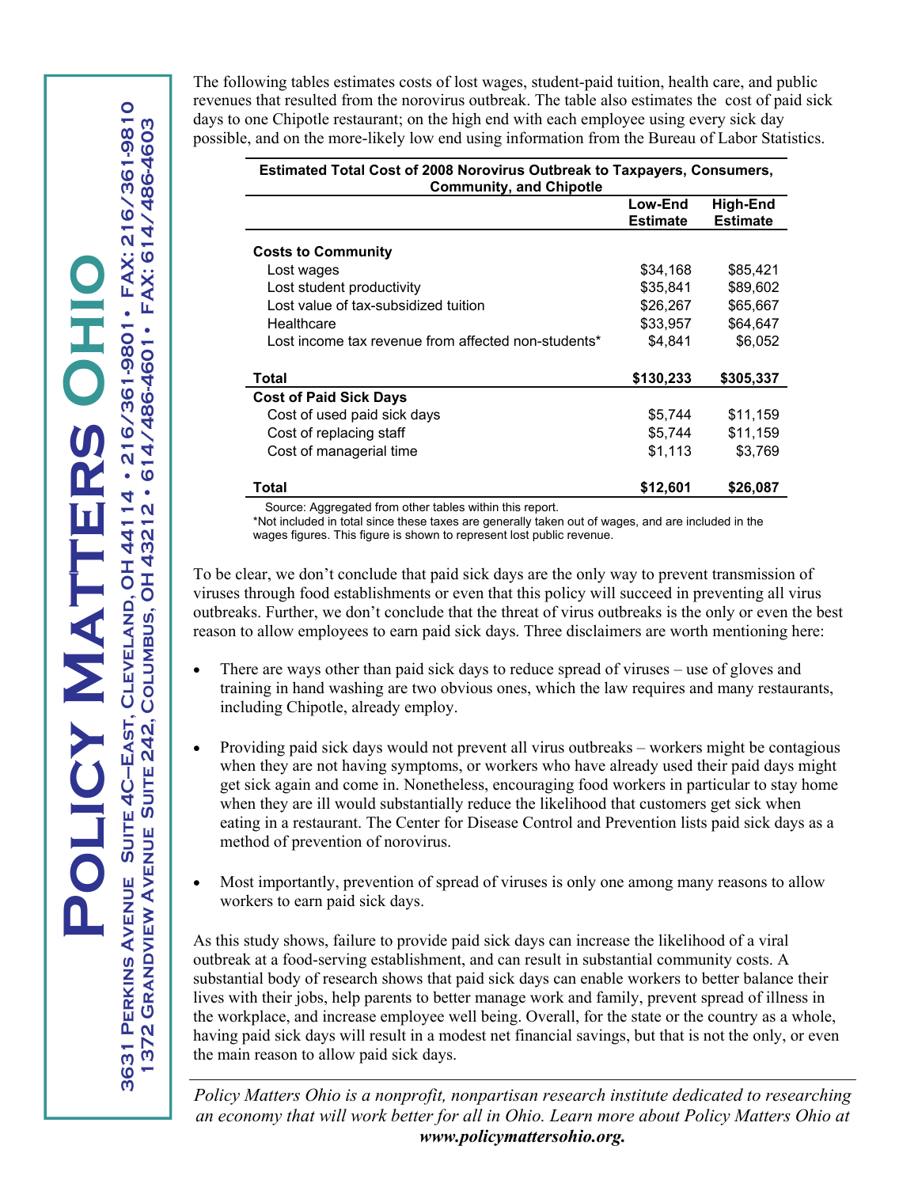The following tables estimates costs of lost wages, student-paid tuition, health care, and public revenues that resulted from the norovirus outbreak. The table also estimates the cost of paid sick days to one Chipotle restaurant; on the high end with each employee using every sick day possible, and on the more-likely low end using information from the Bureau of Labor Statistics.

**Estimated Total Cost of 2008 Norovirus Outbreak to Taxpayers, Consumers, Community, and Chipotle**

| | Low-End Estimate | High-End Estimate |
|---|---|---|
| **Costs to Community** | | |
| Lost wages | $34,168 | $85,421 |
| Lost student productivity | $35,841 | $89,602 |
| Lost value of tax-subsidized tuition | $26,267 | $65,667 |
| Healthcare | $33,957 | $64,647 |
| Lost income tax revenue from affected non-students* | $4,841 | $6,052 |
| **Total** | **$130,233** | **$305,337** |
| **Cost of Paid Sick Days** | | |
| Cost of used paid sick days | $5,744 | $11,159 |
| Cost of replacing staff | $5,744 | $11,159 |
| Cost of managerial time | $1,113 | $3,769 |
| **Total** | **$12,601** | **$26,087** |

Source: Aggregated from other tables within this report.

*Not included in total since these taxes are generally taken out of wages, and are included in the wages figures. This figure is shown to represent lost public revenue.

To be clear, we don't conclude that paid sick days are the only way to prevent transmission of viruses through food establishments or even that this policy will succeed in preventing all virus outbreaks. Further, we don't conclude that the threat of virus outbreaks is the only or even the best reason to allow employees to earn paid sick days. Three disclaimers are worth mentioning here:

- There are ways other than paid sick days to reduce spread of viruses – use of gloves and training in hand washing are two obvious ones, which the law requires and many restaurants, including Chipotle, already employ.

- Providing paid sick days would not prevent all virus outbreaks – workers might be contagious when they are not having symptoms, or workers who have already used their paid days might get sick again and come in. Nonetheless, encouraging food workers in particular to stay home when they are ill would substantially reduce the likelihood that customers get sick when eating in a restaurant. The Center for Disease Control and Prevention lists paid sick days as a method of prevention of norovirus.

- Most importantly, prevention of spread of viruses is only one among many reasons to allow workers to earn paid sick days.

As this study shows, failure to provide paid sick days can increase the likelihood of a viral outbreak at a food-serving establishment, and can result in substantial community costs. A substantial body of research shows that paid sick days can enable workers to better balance their lives with their jobs, help parents to better manage work and family, prevent spread of illness in the workplace, and increase employee well being. Overall, for the state or the country as a whole, having paid sick days will result in a modest net financial savings, but that is not the only, or even the main reason to allow paid sick days.

*Policy Matters Ohio is a nonprofit, nonpartisan research institute dedicated to researching an economy that will work better for all in Ohio. Learn more about Policy Matters Ohio at* ***www.policymattersohio.org.***